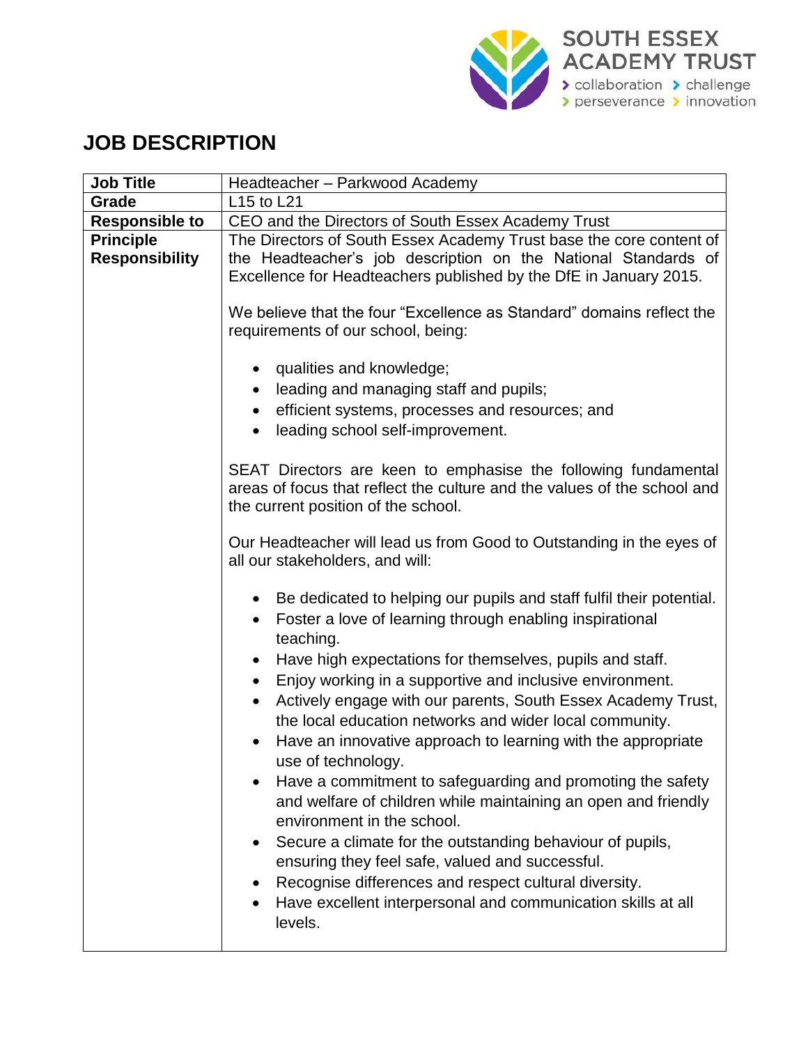SOUTH ESSEX ACADEMY TRUST

> collaboration > challenge > perseverance > innovation

# JOB DESCRIPTION

| **Job Title** | Headteacher – Parkwood Academy |
|---|---|
| **Grade** | L15 to L21 |
| **Responsible to** | CEO and the Directors of South Essex Academy Trust |
| **Principle Responsibility** | The Directors of South Essex Academy Trust base the core content of the Headteacher's job description on the National Standards of Excellence for Headteachers published by the DfE in January 2015.<br><br>We believe that the four "Excellence as Standard" domains reflect the requirements of our school, being:<br><br>• qualities and knowledge;<br>• leading and managing staff and pupils;<br>• efficient systems, processes and resources; and<br>• leading school self-improvement.<br><br>SEAT Directors are keen to emphasise the following fundamental areas of focus that reflect the culture and the values of the school and the current position of the school.<br><br>Our Headteacher will lead us from Good to Outstanding in the eyes of all our stakeholders, and will:<br><br>• Be dedicated to helping our pupils and staff fulfil their potential.<br>• Foster a love of learning through enabling inspirational teaching.<br>• Have high expectations for themselves, pupils and staff.<br>• Enjoy working in a supportive and inclusive environment.<br>• Actively engage with our parents, South Essex Academy Trust, the local education networks and wider local community.<br>• Have an innovative approach to learning with the appropriate use of technology.<br>• Have a commitment to safeguarding and promoting the safety and welfare of children while maintaining an open and friendly environment in the school.<br>• Secure a climate for the outstanding behaviour of pupils, ensuring they feel safe, valued and successful.<br>• Recognise differences and respect cultural diversity.<br>• Have excellent interpersonal and communication skills at all levels. |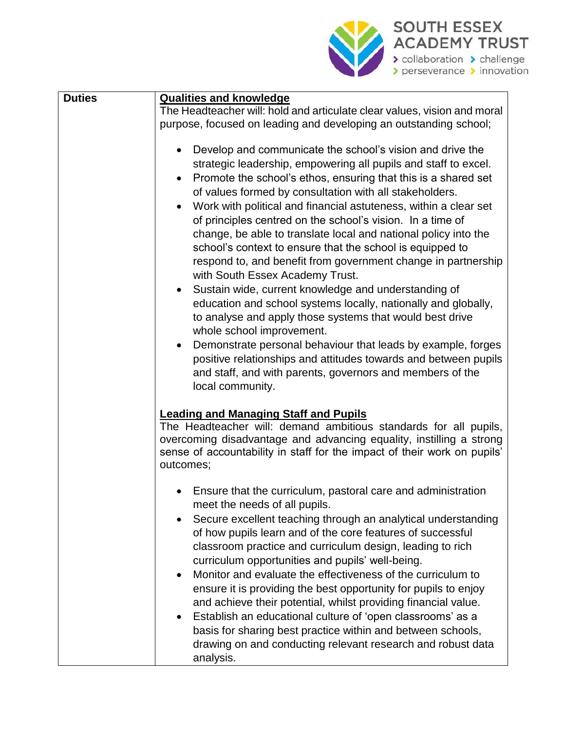| Duties | **Qualities and knowledge**<br>The Headteacher will: hold and articulate clear values, vision and moral purpose, focused on leading and developing an outstanding school;<br><br>• Develop and communicate the school's vision and drive the strategic leadership, empowering all pupils and staff to excel.<br>• Promote the school's ethos, ensuring that this is a shared set of values formed by consultation with all stakeholders.<br>• Work with political and financial astuteness, within a clear set of principles centred on the school's vision. In a time of change, be able to translate local and national policy into the school's context to ensure that the school is equipped to respond to, and benefit from government change in partnership with South Essex Academy Trust.<br>• Sustain wide, current knowledge and understanding of education and school systems locally, nationally and globally, to analyse and apply those systems that would best drive whole school improvement.<br>• Demonstrate personal behaviour that leads by example, forges positive relationships and attitudes towards and between pupils and staff, and with parents, governors and members of the local community.<br><br>**Leading and Managing Staff and Pupils**<br>The Headteacher will: demand ambitious standards for all pupils, overcoming disadvantage and advancing equality, instilling a strong sense of accountability in staff for the impact of their work on pupils' outcomes;<br><br>• Ensure that the curriculum, pastoral care and administration meet the needs of all pupils.<br>• Secure excellent teaching through an analytical understanding of how pupils learn and of the core features of successful classroom practice and curriculum design, leading to rich curriculum opportunities and pupils' well-being.<br>• Monitor and evaluate the effectiveness of the curriculum to ensure it is providing the best opportunity for pupils to enjoy and achieve their potential, whilst providing financial value.<br>• Establish an educational culture of 'open classrooms' as a basis for sharing best practice within and between schools, drawing on and conducting relevant research and robust data analysis. |
|---|---|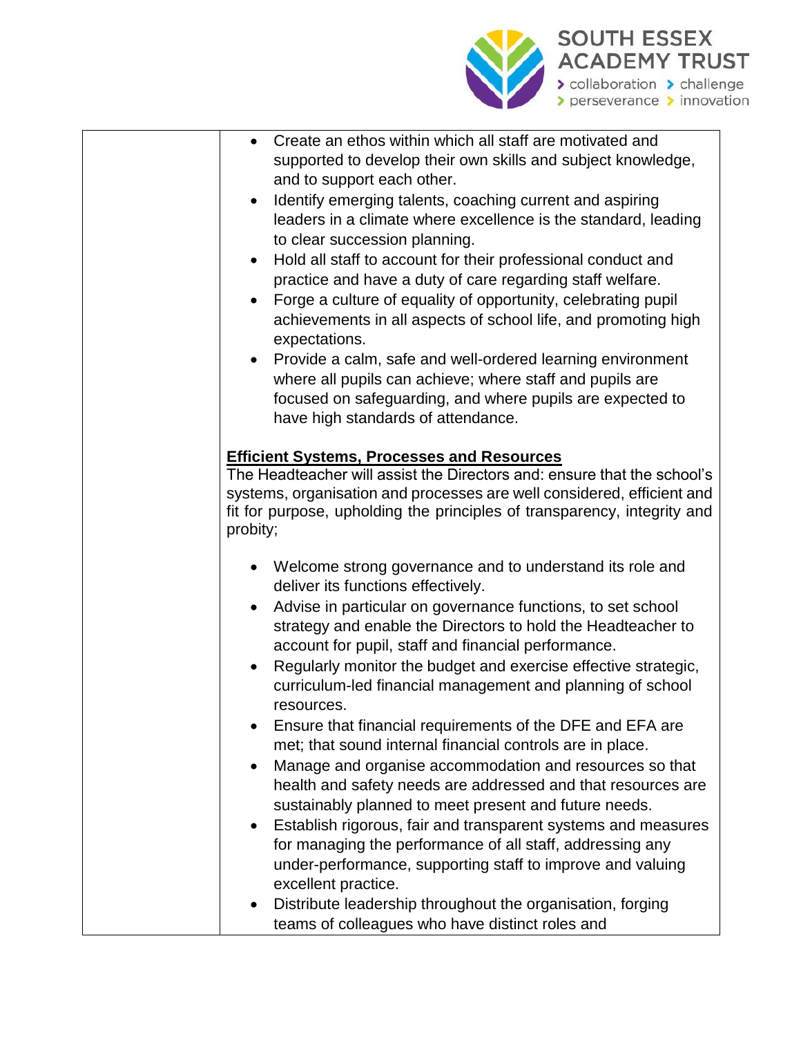- Create an ethos within which all staff are motivated and supported to develop their own skills and subject knowledge, and to support each other.
- Identify emerging talents, coaching current and aspiring leaders in a climate where excellence is the standard, leading to clear succession planning.
- Hold all staff to account for their professional conduct and practice and have a duty of care regarding staff welfare.
- Forge a culture of equality of opportunity, celebrating pupil achievements in all aspects of school life, and promoting high expectations.
- Provide a calm, safe and well-ordered learning environment where all pupils can achieve; where staff and pupils are focused on safeguarding, and where pupils are expected to have high standards of attendance.

**Efficient Systems, Processes and Resources**

The Headteacher will assist the Directors and: ensure that the school's systems, organisation and processes are well considered, efficient and fit for purpose, upholding the principles of transparency, integrity and probity;

- Welcome strong governance and to understand its role and deliver its functions effectively.
- Advise in particular on governance functions, to set school strategy and enable the Directors to hold the Headteacher to account for pupil, staff and financial performance.
- Regularly monitor the budget and exercise effective strategic, curriculum-led financial management and planning of school resources.
- Ensure that financial requirements of the DFE and EFA are met; that sound internal financial controls are in place.
- Manage and organise accommodation and resources so that health and safety needs are addressed and that resources are sustainably planned to meet present and future needs.
- Establish rigorous, fair and transparent systems and measures for managing the performance of all staff, addressing any under-performance, supporting staff to improve and valuing excellent practice.
- Distribute leadership throughout the organisation, forging teams of colleagues who have distinct roles and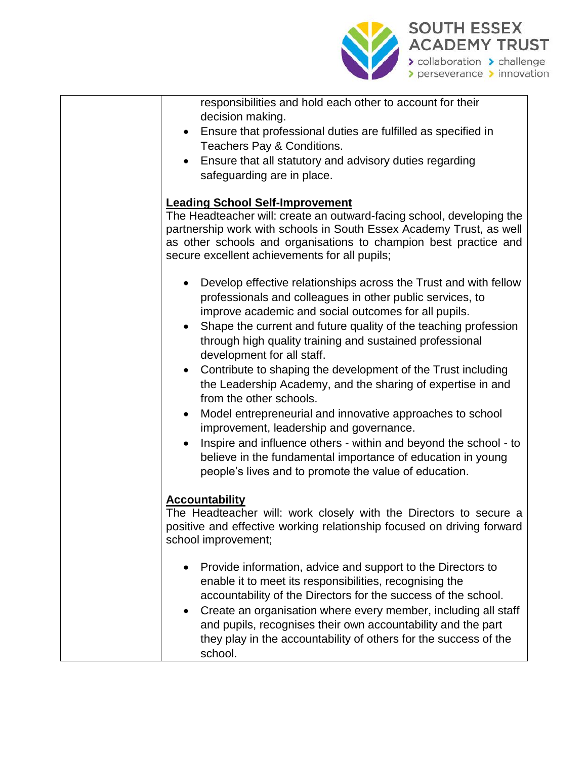| | responsibilities and hold each other to account for their decision making.<br>• Ensure that professional duties are fulfilled as specified in Teachers Pay & Conditions.<br>• Ensure that all statutory and advisory duties regarding safeguarding are in place.<br><br>**Leading School Self-Improvement**<br>The Headteacher will: create an outward-facing school, developing the partnership work with schools in South Essex Academy Trust, as well as other schools and organisations to champion best practice and secure excellent achievements for all pupils;<br><br>• Develop effective relationships across the Trust and with fellow professionals and colleagues in other public services, to improve academic and social outcomes for all pupils.<br>• Shape the current and future quality of the teaching profession through high quality training and sustained professional development for all staff.<br>• Contribute to shaping the development of the Trust including the Leadership Academy, and the sharing of expertise in and from the other schools.<br>• Model entrepreneurial and innovative approaches to school improvement, leadership and governance.<br>• Inspire and influence others - within and beyond the school - to believe in the fundamental importance of education in young people's lives and to promote the value of education.<br><br>**Accountability**<br>The Headteacher will: work closely with the Directors to secure a positive and effective working relationship focused on driving forward school improvement;<br><br>• Provide information, advice and support to the Directors to enable it to meet its responsibilities, recognising the accountability of the Directors for the success of the school.<br>• Create an organisation where every member, including all staff and pupils, recognises their own accountability and the part they play in the accountability of others for the success of the school. |
|---|---|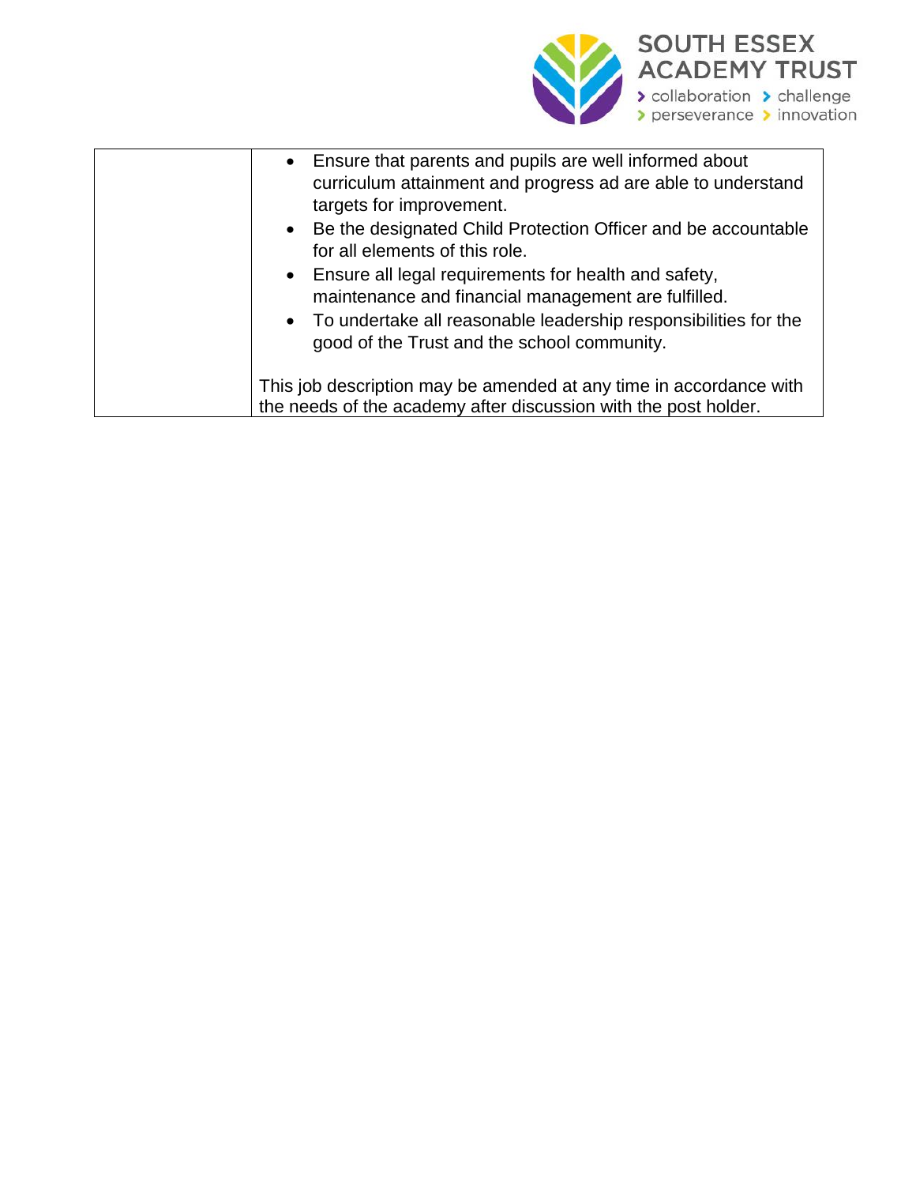| | |
|---|---|
| | • Ensure that parents and pupils are well informed about curriculum attainment and progress ad are able to understand targets for improvement.<br>• Be the designated Child Protection Officer and be accountable for all elements of this role.<br>• Ensure all legal requirements for health and safety, maintenance and financial management are fulfilled.<br>• To undertake all reasonable leadership responsibilities for the good of the Trust and the school community.<br><br>This job description may be amended at any time in accordance with the needs of the academy after discussion with the post holder. |